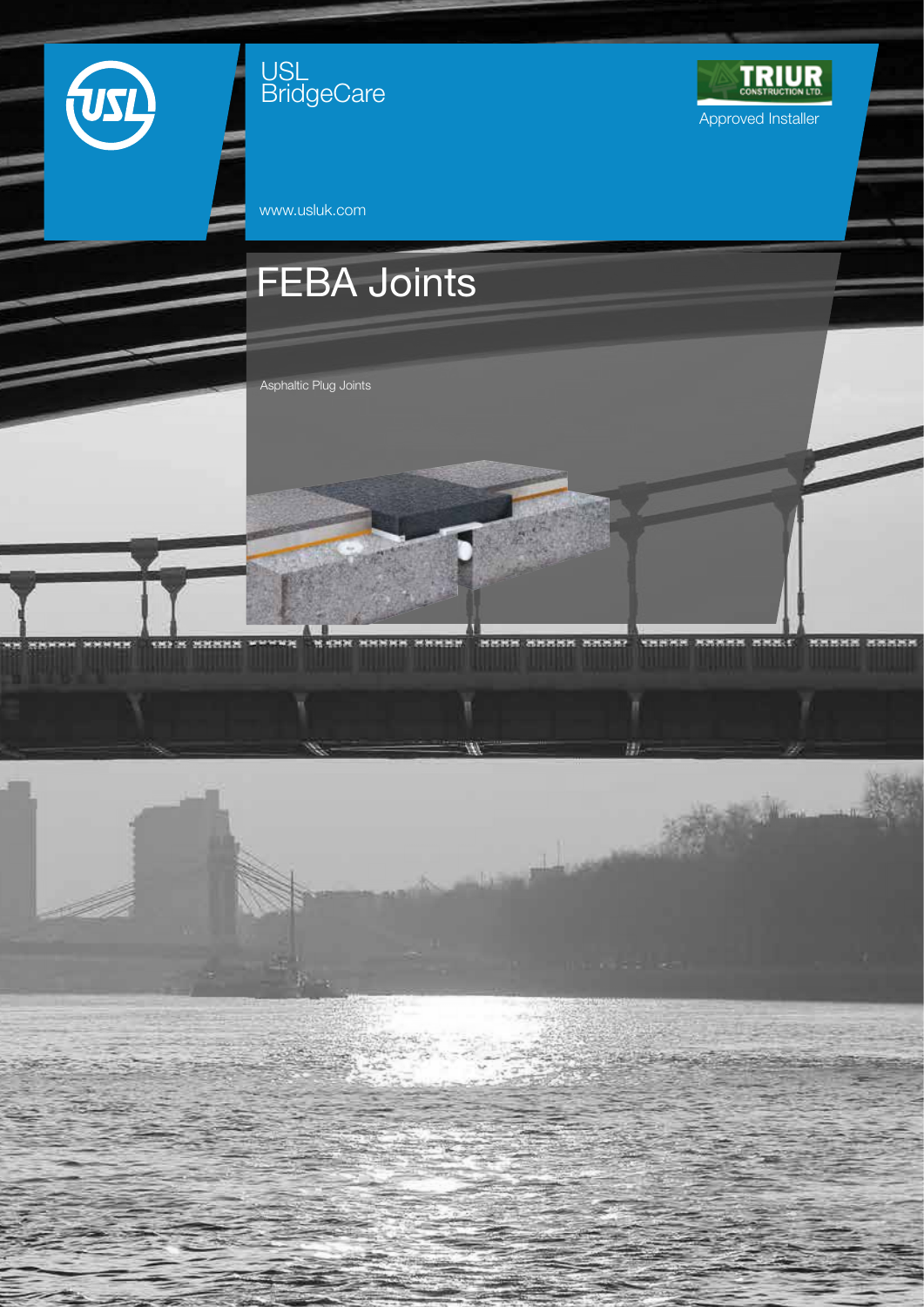USL
BridgeCare

TRIUR CONSTRUCTION LTD.
Approved Installer

www.usluk.com

# FEBA Joints

Asphaltic Plug Joints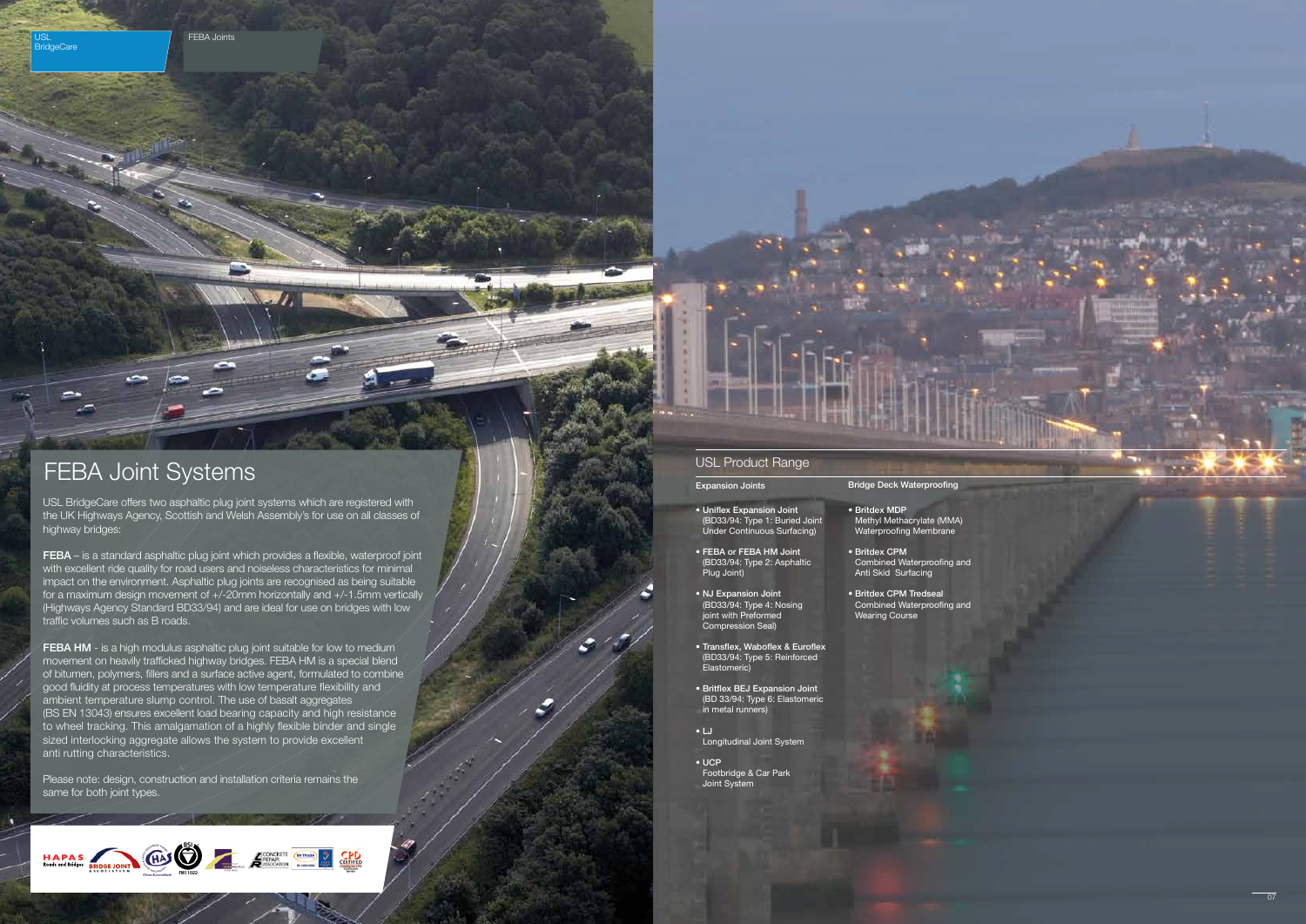# FEBA Joint Systems

USL BridgeCare offers two asphaltic plug joint systems which are registered with the UK Highways Agency, Scottish and Welsh Assembly's for use on all classes of highway bridges:

**FEBA** – is a standard asphaltic plug joint which provides a flexible, waterproof joint with excellent ride quality for road users and noiseless characteristics for minimal impact on the environment. Asphaltic plug joints are recognised as being suitable for a maximum design movement of +/-20mm horizontally and +/-1.5mm vertically (Highways Agency Standard BD33/94) and are ideal for use on bridges with low traffic volumes such as B roads.

**FEBA HM** - is a high modulus asphaltic plug joint suitable for low to medium movement on heavily trafficked highway bridges. FEBA HM is a special blend of bitumen, polymers, fillers and a surface active agent, formulated to combine good fluidity at process temperatures with low temperature flexibility and ambient temperature slump control. The use of basalt aggregates (BS EN 13043) ensures excellent load bearing capacity and high resistance to wheel tracking. This amalgamation of a highly flexible binder and single sized interlocking aggregate allows the system to provide excellent anti rutting characteristics.

Please note: design, construction and installation criteria remains the same for both joint types.

## USL Product Range

### Expansion Joints

- **Uniflex Expansion Joint**
  (BD33/94: Type 1: Buried Joint Under Continuous Surfacing)
- **FEBA or FEBA HM Joint**
  (BD33/94: Type 2: Asphaltic Plug Joint)
- **NJ Expansion Joint**
  (BD33/94: Type 4: Nosing joint with Preformed Compression Seal)
- **Transflex, Waboflex & Euroflex**
  (BD33/94: Type 5: Reinforced Elastomeric)
- **Britflex BEJ Expansion Joint**
  (BD 33/94: Type 6: Elastomeric in metal runners)
- **LJ**
  Longitudinal Joint System
- **UCP**
  Footbridge & Car Park Joint System

### Bridge Deck Waterproofing

- **Britdex MDP**
  Methyl Methacrylate (MMA) Waterproofing Membrane
- **Britdex CPM**
  Combined Waterproofing and Anti Skid Surfacing
- **Britdex CPM Tredseal**
  Combined Waterproofing and Wearing Course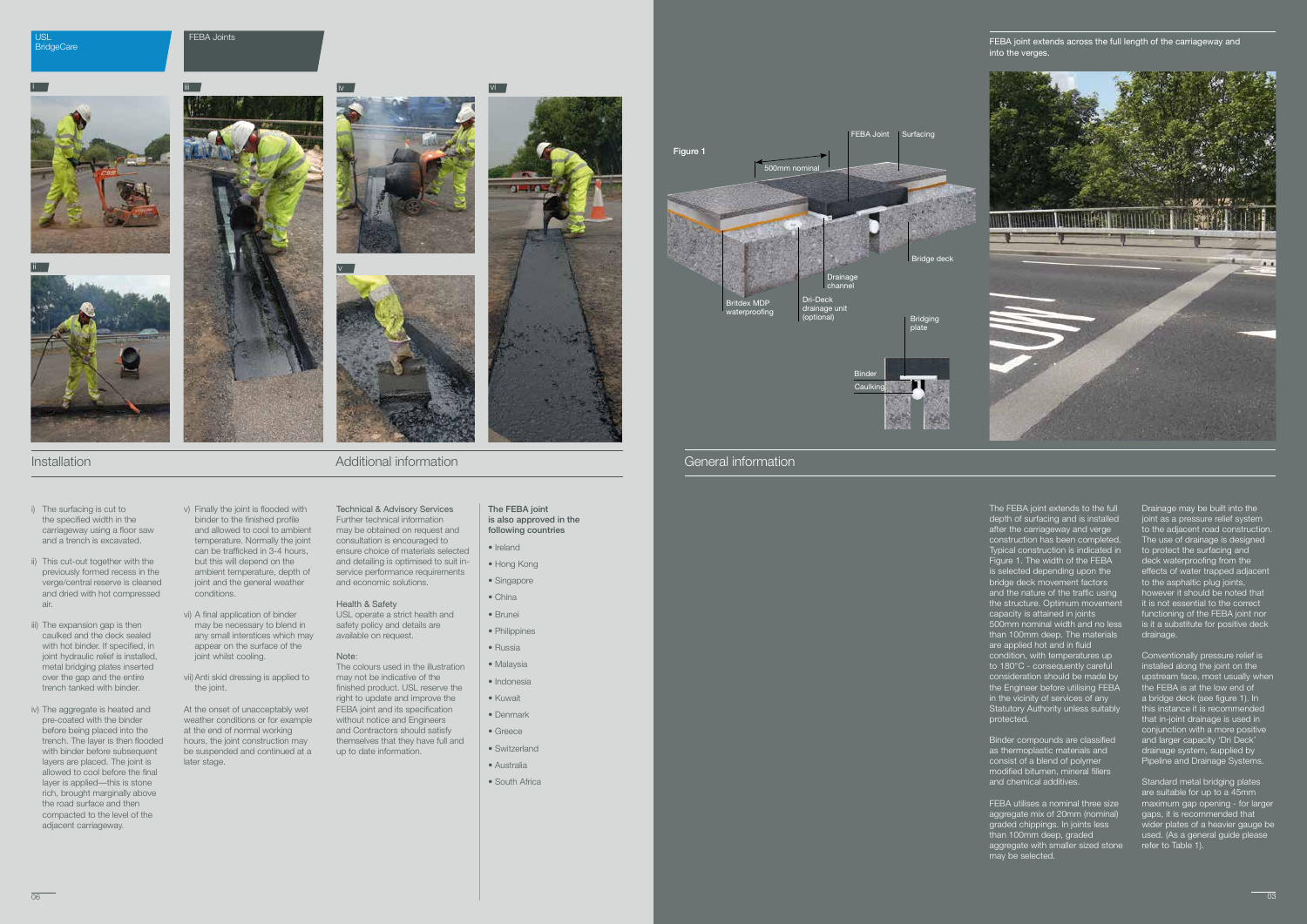## Installation

i) The surfacing is cut to the specified width in the carriageway using a floor saw and a trench is excavated.

ii) This cut-out together with the previously formed recess in the verge/central reserve is cleaned and dried with hot compressed air.

iii) The expansion gap is then caulked and the deck sealed with hot binder. If specified, in joint hydraulic relief is installed, metal bridging plates inserted over the gap and the entire trench tanked with binder.

iv) The aggregate is heated and pre-coated with the binder before being placed into the trench. The layer is then flooded with binder before subsequent layers are placed. The joint is allowed to cool before the final layer is applied—this is stone rich, brought marginally above the road surface and then compacted to the level of the adjacent carriageway.

v) Finally the joint is flooded with binder to the finished profile and allowed to cool to ambient temperature. Normally the joint can be trafficked in 3-4 hours, but this will depend on the ambient temperature, depth of joint and the general weather conditions.

vi) A final application of binder may be necessary to blend in any small interstices which may appear on the surface of the joint whilst cooling.

vii) Anti skid dressing is applied to the joint.

At the onset of unacceptably wet weather conditions or for example at the end of normal working hours, the joint construction may be suspended and continued at a later stage.

## Additional information

**Technical & Advisory Services**
Further technical information may be obtained on request and consultation is encouraged to ensure choice of materials selected and detailing is optimised to suit in-service performance requirements and economic solutions.

**Health & Safety**
USL operate a strict health and safety policy and details are available on request.

**Note:**
The colours used in the illustration may not be indicative of the finished product. USL reserve the right to update and improve the FEBA joint and its specification without notice and Engineers and Contractors should satisfy themselves that they have full and up to date information.

**The FEBA joint is also approved in the following countries**

- Ireland
- Hong Kong
- Singapore
- China
- Brunei
- Philippines
- Russia
- Malaysia
- Indonesia
- Kuwait
- Denmark
- Greece
- Switzerland
- Australia
- South Africa

Figure 1

FEBA Joint · Surfacing · 500mm nominal · Bridge deck · Drainage channel · Britdex MDP waterproofing · Dri-Deck drainage unit (optional) · Bridging plate · Binder · Caulking

FEBA joint extends across the full length of the carriageway and into the verges.

## General information

The FEBA joint extends to the full depth of surfacing and is installed after the carriageway and verge construction has been completed. Typical construction is indicated in Figure 1. The width of the FEBA is selected depending upon the bridge deck movement factors and the nature of the traffic using the structure. Optimum movement capacity is attained in joints 500mm nominal width and no less than 100mm deep. The materials are applied hot and in fluid condition, with temperatures up to 180°C - consequently careful consideration should be made by the Engineer before utilising FEBA in the vicinity of services of any Statutory Authority unless suitably protected.

Binder compounds are classified as thermoplastic materials and consist of a blend of polymer modified bitumen, mineral fillers and chemical additives.

FEBA utilises a nominal three size aggregate mix of 20mm (nominal) graded chippings. In joints less than 100mm deep, graded aggregate with smaller sized stone may be selected.

Drainage may be built into the joint as a pressure relief system to the adjacent road construction. The use of drainage is designed to protect the surfacing and deck waterproofing from the effects of water trapped adjacent to the asphaltic plug joints, however it should be noted that it is not essential to the correct functioning of the FEBA joint nor is it a substitute for positive deck drainage.

Conventionally pressure relief is installed along the joint on the upstream face, most usually when the FEBA is at the low end of a bridge deck (see figure 1). In this instance it is recommended that in-joint drainage is used in conjunction with a more positive and larger capacity 'Dri Deck' drainage system, supplied by Pipeline and Drainage Systems.

Standard metal bridging plates are suitable for up to a 45mm maximum gap opening - for larger gaps, it is recommended that wider plates of a heavier gauge be used. (As a general guide please refer to Table 1).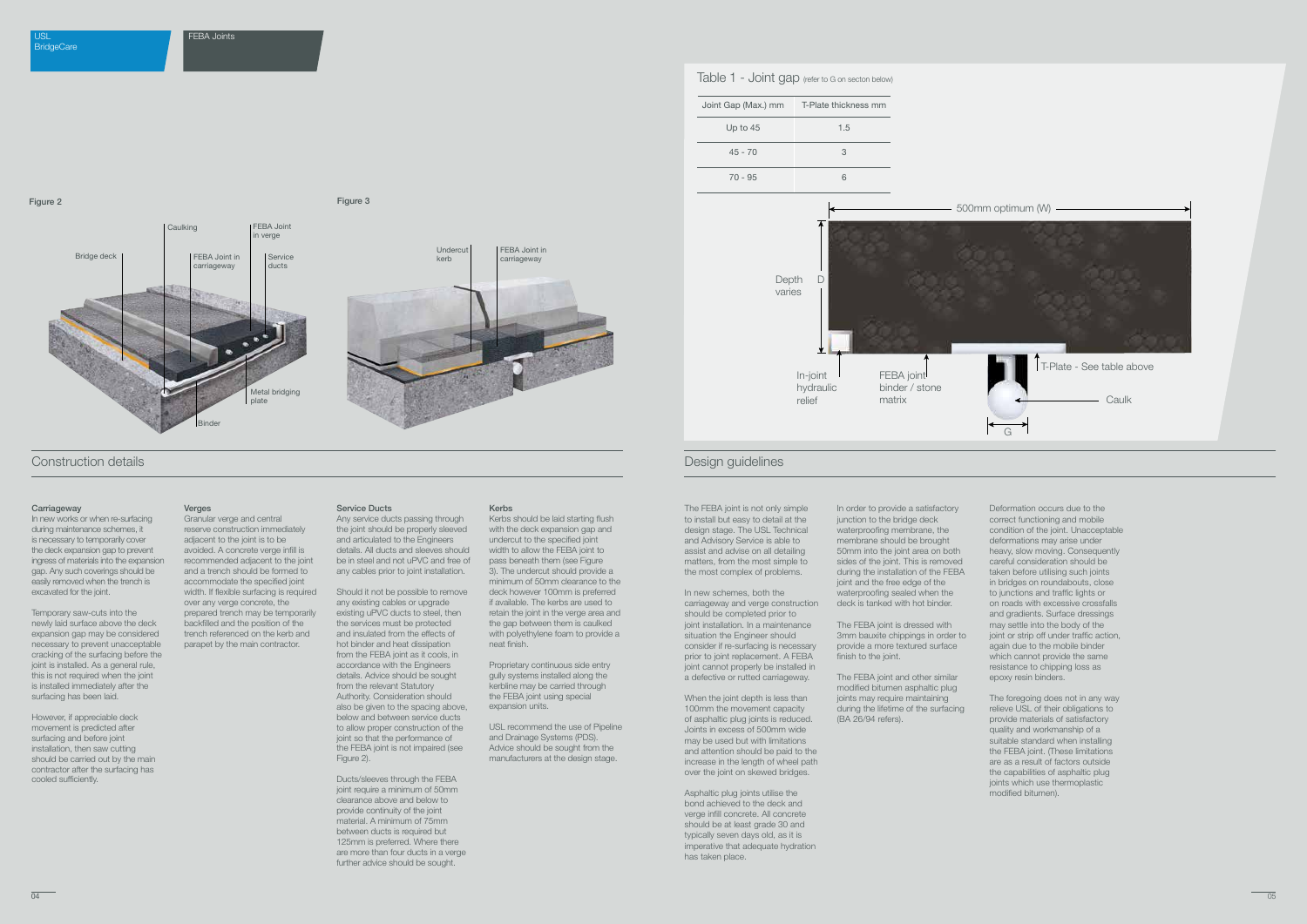Figure 2

Figure 3

Table 1 - Joint gap (refer to G on secton below)

| Joint Gap (Max.) mm | T-Plate thickness mm |
| --- | --- |
| Up to 45 | 1.5 |
| 45 - 70 | 3 |
| 70 - 95 | 6 |

## Construction details

### Carriageway

In new works or when re-surfacing during maintenance schemes, it is necessary to temporarily cover the deck expansion gap to prevent ingress of materials into the expansion gap. Any such coverings should be easily removed when the trench is excavated for the joint.

Temporary saw-cuts into the newly laid surface above the deck expansion gap may be considered necessary to prevent unacceptable cracking of the surfacing before the joint is installed. As a general rule, this is not required when the joint is installed immediately after the surfacing has been laid.

However, if appreciable deck movement is predicted after surfacing and before joint installation, then saw cutting should be carried out by the main contractor after the surfacing has cooled sufficiently.

### Verges

Granular verge and central reserve construction immediately adjacent to the joint is to be avoided. A concrete verge infill is recommended adjacent to the joint and a trench should be formed to accommodate the specified joint width. If flexible surfacing is required over any verge concrete, the prepared trench may be temporarily backfilled and the position of the trench referenced on the kerb and parapet by the main contractor.

### Service Ducts

Any service ducts passing through the joint should be properly sleeved and articulated to the Engineers details. All ducts and sleeves should be in steel and not uPVC and free of any cables prior to joint installation.

Should it not be possible to remove any existing cables or upgrade existing uPVC ducts to steel, then the services must be protected and insulated from the effects of hot binder and heat dissipation from the FEBA joint as it cools, in accordance with the Engineers details. Advice should be sought from the relevant Statutory Authority. Consideration should also be given to the spacing above, below and between service ducts to allow proper construction of the joint so that the performance of the FEBA joint is not impaired (see Figure 2).

Ducts/sleeves through the FEBA joint require a minimum of 50mm clearance above and below to provide continuity of the joint material. A minimum of 75mm between ducts is required but 125mm is preferred. Where there are more than four ducts in a verge further advice should be sought.

### Kerbs

Kerbs should be laid starting flush with the deck expansion gap and undercut to the specified joint width to allow the FEBA joint to pass beneath them (see Figure 3). The undercut should provide a minimum of 50mm clearance to the deck however 100mm is preferred if available. The kerbs are used to retain the joint in the verge area and the gap between them is caulked with polyethylene foam to provide a neat finish.

Proprietary continuous side entry gully systems installed along the kerbline may be carried through the FEBA joint using special expansion units.

USL recommend the use of Pipeline and Drainage Systems (PDS). Advice should be sought from the manufacturers at the design stage.

## Design guidelines

The FEBA joint is not only simple to install but easy to detail at the design stage. The USL Technical and Advisory Service is able to assist and advise on all detailing matters, from the most simple to the most complex of problems.

In new schemes, both the carriageway and verge construction should be completed prior to joint installation. In a maintenance situation the Engineer should consider if re-surfacing is necessary prior to joint replacement. A FEBA joint cannot properly be installed in a defective or rutted carriageway.

When the joint depth is less than 100mm the movement capacity of asphaltic plug joints is reduced. Joints in excess of 500mm wide may be used but with limitations and attention should be paid to the increase in the length of wheel path over the joint on skewed bridges.

Asphaltic plug joints utilise the bond achieved to the deck and verge infill concrete. All concrete should be at least grade 30 and typically seven days old, as it is imperative that adequate hydration has taken place.

In order to provide a satisfactory junction to the bridge deck waterproofing membrane, the membrane should be brought 50mm into the joint area on both sides of the joint. This is removed during the installation of the FEBA joint and the free edge of the waterproofing sealed when the deck is tanked with hot binder.

The FEBA joint is dressed with 3mm bauxite chippings in order to provide a more textured surface finish to the joint.

The FEBA joint and other similar modified bitumen asphaltic plug joints may require maintaining during the lifetime of the surfacing (BA 26/94 refers).

Deformation occurs due to the correct functioning and mobile condition of the joint. Unacceptable deformations may arise under heavy, slow moving. Consequently careful consideration should be taken before utilising such joints in bridges on roundabouts, close to junctions and traffic lights or on roads with excessive crossfalls and gradients. Surface dressings may settle into the body of the joint or strip off under traffic action, again due to the mobile binder which cannot provide the same resistance to chipping loss as epoxy resin binders.

The foregoing does not in any way relieve USL of their obligations to provide materials of satisfactory quality and workmanship of a suitable standard when installing the FEBA joint. (These limitations are as a result of factors outside the capabilities of asphaltic plug joints which use thermoplastic modified bitumen).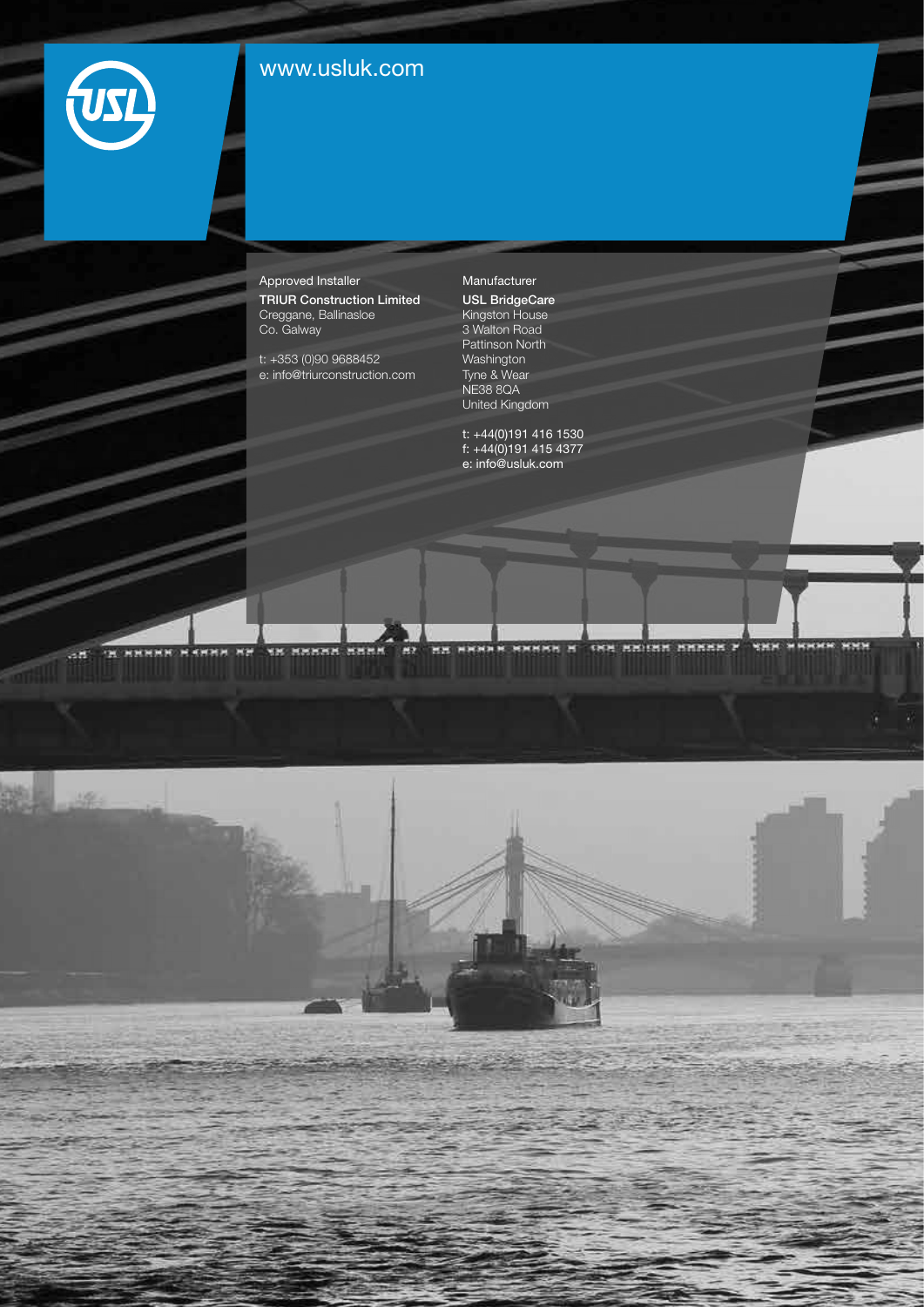www.usluk.com

Approved Installer

**TRIUR Construction Limited**
Creggane, Ballinasloe
Co. Galway

t: +353 (0)90 9688452
e: info@triurconstruction.com

Manufacturer

**USL BridgeCare**
Kingston House
3 Walton Road
Pattinson North
Washington
Tyne & Wear
NE38 8QA
United Kingdom

t: +44(0)191 416 1530
f: +44(0)191 415 4377
e: info@usluk.com